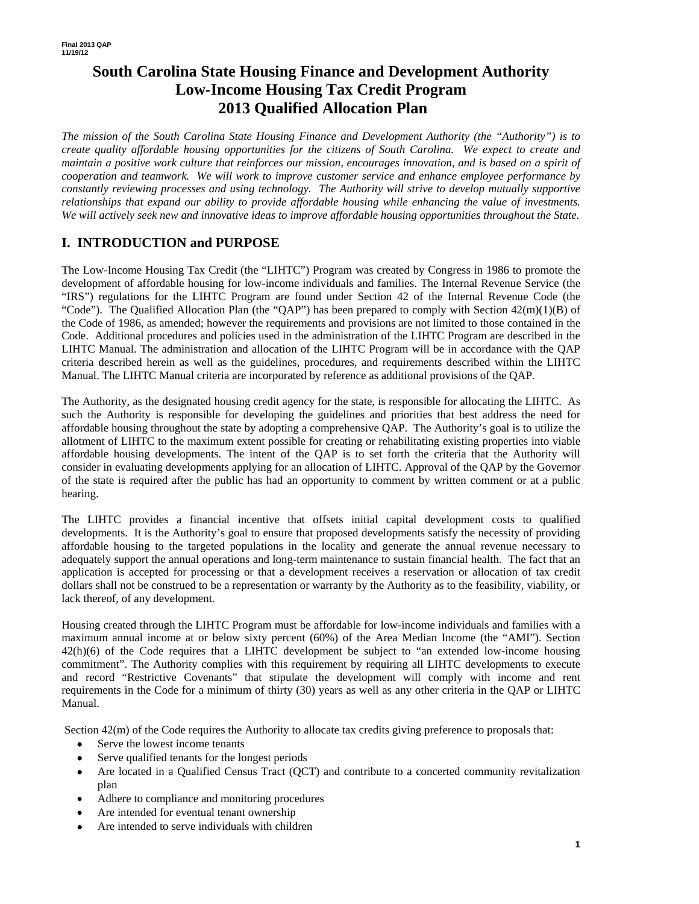Final 2013 QAP
11/19/12

# South Carolina State Housing Finance and Development Authority
# Low-Income Housing Tax Credit Program
# 2013 Qualified Allocation Plan

*The mission of the South Carolina State Housing Finance and Development Authority (the "Authority") is to create quality affordable housing opportunities for the citizens of South Carolina. We expect to create and maintain a positive work culture that reinforces our mission, encourages innovation, and is based on a spirit of cooperation and teamwork. We will work to improve customer service and enhance employee performance by constantly reviewing processes and using technology. The Authority will strive to develop mutually supportive relationships that expand our ability to provide affordable housing while enhancing the value of investments. We will actively seek new and innovative ideas to improve affordable housing opportunities throughout the State.*

## I. INTRODUCTION and PURPOSE

The Low-Income Housing Tax Credit (the "LIHTC") Program was created by Congress in 1986 to promote the development of affordable housing for low-income individuals and families. The Internal Revenue Service (the "IRS") regulations for the LIHTC Program are found under Section 42 of the Internal Revenue Code (the "Code"). The Qualified Allocation Plan (the "QAP") has been prepared to comply with Section 42(m)(1)(B) of the Code of 1986, as amended; however the requirements and provisions are not limited to those contained in the Code. Additional procedures and policies used in the administration of the LIHTC Program are described in the LIHTC Manual. The administration and allocation of the LIHTC Program will be in accordance with the QAP criteria described herein as well as the guidelines, procedures, and requirements described within the LIHTC Manual. The LIHTC Manual criteria are incorporated by reference as additional provisions of the QAP.

The Authority, as the designated housing credit agency for the state, is responsible for allocating the LIHTC. As such the Authority is responsible for developing the guidelines and priorities that best address the need for affordable housing throughout the state by adopting a comprehensive QAP. The Authority's goal is to utilize the allotment of LIHTC to the maximum extent possible for creating or rehabilitating existing properties into viable affordable housing developments. The intent of the QAP is to set forth the criteria that the Authority will consider in evaluating developments applying for an allocation of LIHTC. Approval of the QAP by the Governor of the state is required after the public has had an opportunity to comment by written comment or at a public hearing.

The LIHTC provides a financial incentive that offsets initial capital development costs to qualified developments. It is the Authority's goal to ensure that proposed developments satisfy the necessity of providing affordable housing to the targeted populations in the locality and generate the annual revenue necessary to adequately support the annual operations and long-term maintenance to sustain financial health. The fact that an application is accepted for processing or that a development receives a reservation or allocation of tax credit dollars shall not be construed to be a representation or warranty by the Authority as to the feasibility, viability, or lack thereof, of any development.

Housing created through the LIHTC Program must be affordable for low-income individuals and families with a maximum annual income at or below sixty percent (60%) of the Area Median Income (the "AMI"). Section 42(h)(6) of the Code requires that a LIHTC development be subject to "an extended low-income housing commitment". The Authority complies with this requirement by requiring all LIHTC developments to execute and record "Restrictive Covenants" that stipulate the development will comply with income and rent requirements in the Code for a minimum of thirty (30) years as well as any other criteria in the QAP or LIHTC Manual.

Section 42(m) of the Code requires the Authority to allocate tax credits giving preference to proposals that:

- Serve the lowest income tenants
- Serve qualified tenants for the longest periods
- Are located in a Qualified Census Tract (QCT) and contribute to a concerted community revitalization plan
- Adhere to compliance and monitoring procedures
- Are intended for eventual tenant ownership
- Are intended to serve individuals with children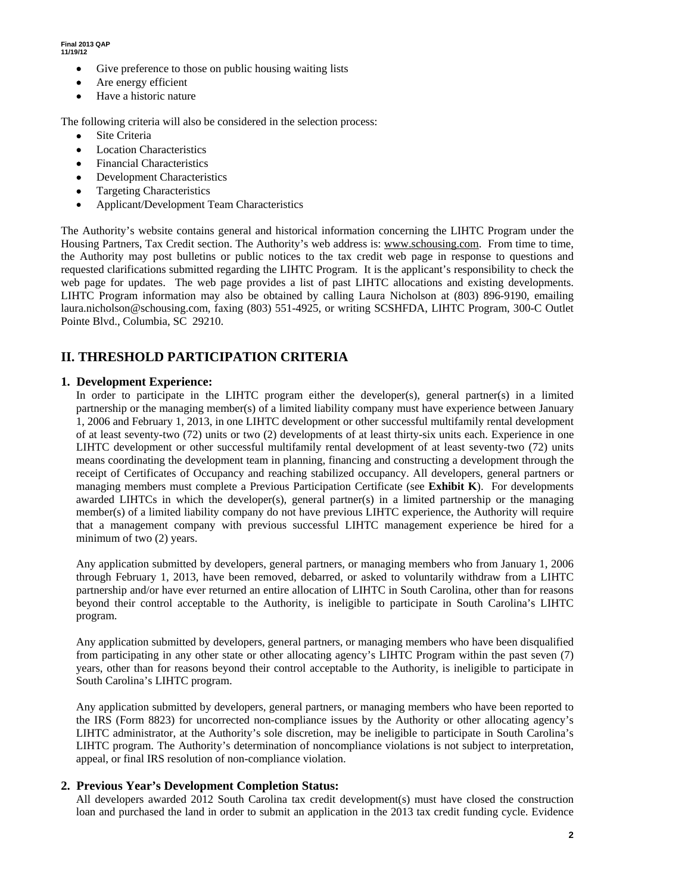- Give preference to those on public housing waiting lists
- Are energy efficient
- Have a historic nature

The following criteria will also be considered in the selection process:

- Site Criteria
- Location Characteristics
- Financial Characteristics
- Development Characteristics
- Targeting Characteristics
- Applicant/Development Team Characteristics

The Authority's website contains general and historical information concerning the LIHTC Program under the Housing Partners, Tax Credit section. The Authority's web address is: www.schousing.com. From time to time, the Authority may post bulletins or public notices to the tax credit web page in response to questions and requested clarifications submitted regarding the LIHTC Program. It is the applicant's responsibility to check the web page for updates. The web page provides a list of past LIHTC allocations and existing developments. LIHTC Program information may also be obtained by calling Laura Nicholson at (803) 896-9190, emailing laura.nicholson@schousing.com, faxing (803) 551-4925, or writing SCSHFDA, LIHTC Program, 300-C Outlet Pointe Blvd., Columbia, SC 29210.

## II. THRESHOLD PARTICIPATION CRITERIA

### 1. Development Experience:

In order to participate in the LIHTC program either the developer(s), general partner(s) in a limited partnership or the managing member(s) of a limited liability company must have experience between January 1, 2006 and February 1, 2013, in one LIHTC development or other successful multifamily rental development of at least seventy-two (72) units or two (2) developments of at least thirty-six units each. Experience in one LIHTC development or other successful multifamily rental development of at least seventy-two (72) units means coordinating the development team in planning, financing and constructing a development through the receipt of Certificates of Occupancy and reaching stabilized occupancy. All developers, general partners or managing members must complete a Previous Participation Certificate (see **Exhibit K**). For developments awarded LIHTCs in which the developer(s), general partner(s) in a limited partnership or the managing member(s) of a limited liability company do not have previous LIHTC experience, the Authority will require that a management company with previous successful LIHTC management experience be hired for a minimum of two (2) years.

Any application submitted by developers, general partners, or managing members who from January 1, 2006 through February 1, 2013, have been removed, debarred, or asked to voluntarily withdraw from a LIHTC partnership and/or have ever returned an entire allocation of LIHTC in South Carolina, other than for reasons beyond their control acceptable to the Authority, is ineligible to participate in South Carolina's LIHTC program.

Any application submitted by developers, general partners, or managing members who have been disqualified from participating in any other state or other allocating agency's LIHTC Program within the past seven (7) years, other than for reasons beyond their control acceptable to the Authority, is ineligible to participate in South Carolina's LIHTC program.

Any application submitted by developers, general partners, or managing members who have been reported to the IRS (Form 8823) for uncorrected non-compliance issues by the Authority or other allocating agency's LIHTC administrator, at the Authority's sole discretion, may be ineligible to participate in South Carolina's LIHTC program. The Authority's determination of noncompliance violations is not subject to interpretation, appeal, or final IRS resolution of non-compliance violation.

### 2. Previous Year's Development Completion Status:

All developers awarded 2012 South Carolina tax credit development(s) must have closed the construction loan and purchased the land in order to submit an application in the 2013 tax credit funding cycle. Evidence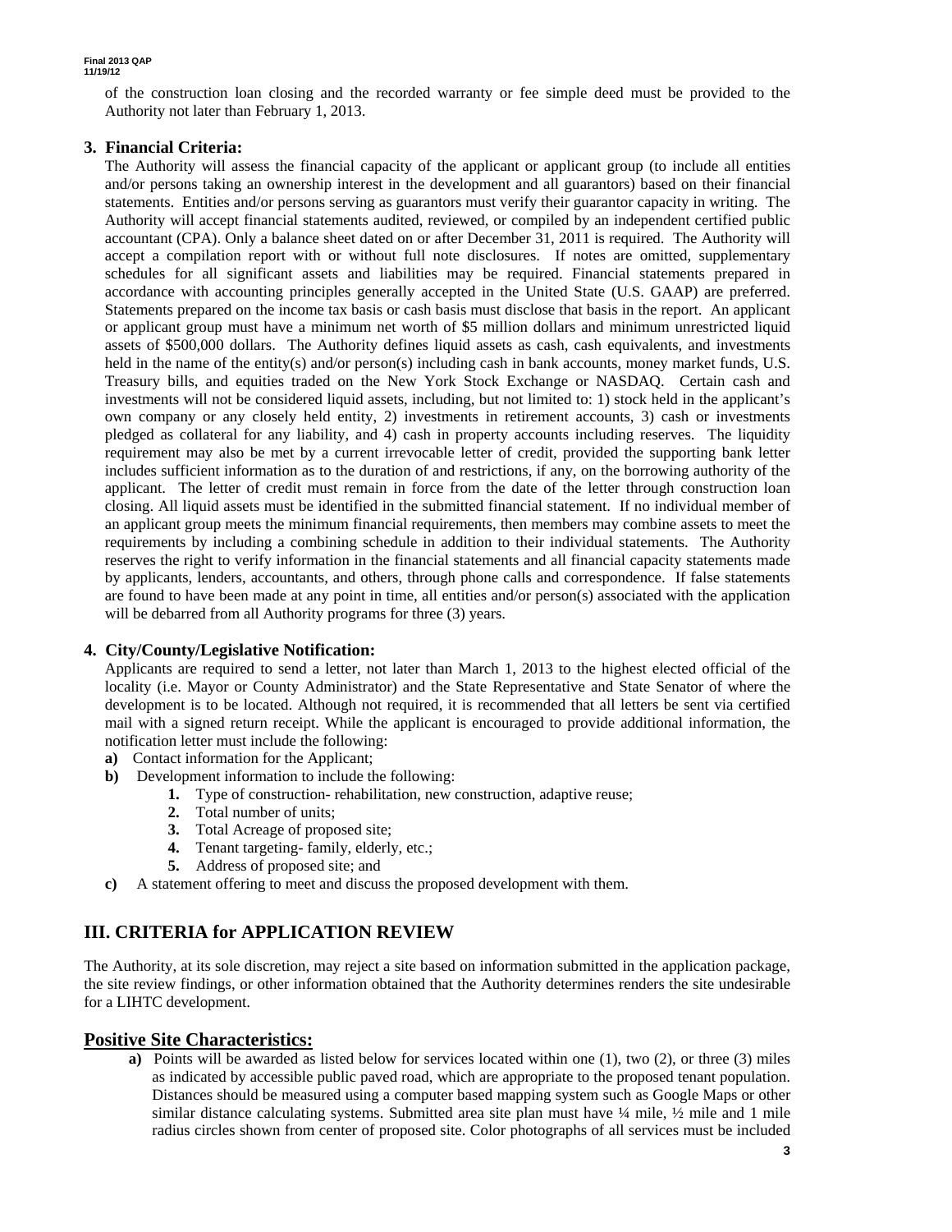of the construction loan closing and the recorded warranty or fee simple deed must be provided to the Authority not later than February 1, 2013.

### 3. Financial Criteria:

The Authority will assess the financial capacity of the applicant or applicant group (to include all entities and/or persons taking an ownership interest in the development and all guarantors) based on their financial statements. Entities and/or persons serving as guarantors must verify their guarantor capacity in writing. The Authority will accept financial statements audited, reviewed, or compiled by an independent certified public accountant (CPA). Only a balance sheet dated on or after December 31, 2011 is required. The Authority will accept a compilation report with or without full note disclosures. If notes are omitted, supplementary schedules for all significant assets and liabilities may be required. Financial statements prepared in accordance with accounting principles generally accepted in the United State (U.S. GAAP) are preferred. Statements prepared on the income tax basis or cash basis must disclose that basis in the report. An applicant or applicant group must have a minimum net worth of $5 million dollars and minimum unrestricted liquid assets of $500,000 dollars. The Authority defines liquid assets as cash, cash equivalents, and investments held in the name of the entity(s) and/or person(s) including cash in bank accounts, money market funds, U.S. Treasury bills, and equities traded on the New York Stock Exchange or NASDAQ. Certain cash and investments will not be considered liquid assets, including, but not limited to: 1) stock held in the applicant's own company or any closely held entity, 2) investments in retirement accounts, 3) cash or investments pledged as collateral for any liability, and 4) cash in property accounts including reserves. The liquidity requirement may also be met by a current irrevocable letter of credit, provided the supporting bank letter includes sufficient information as to the duration of and restrictions, if any, on the borrowing authority of the applicant. The letter of credit must remain in force from the date of the letter through construction loan closing. All liquid assets must be identified in the submitted financial statement. If no individual member of an applicant group meets the minimum financial requirements, then members may combine assets to meet the requirements by including a combining schedule in addition to their individual statements. The Authority reserves the right to verify information in the financial statements and all financial capacity statements made by applicants, lenders, accountants, and others, through phone calls and correspondence. If false statements are found to have been made at any point in time, all entities and/or person(s) associated with the application will be debarred from all Authority programs for three (3) years.

### 4. City/County/Legislative Notification:

Applicants are required to send a letter, not later than March 1, 2013 to the highest elected official of the locality (i.e. Mayor or County Administrator) and the State Representative and State Senator of where the development is to be located. Although not required, it is recommended that all letters be sent via certified mail with a signed return receipt. While the applicant is encouraged to provide additional information, the notification letter must include the following:

**a)** Contact information for the Applicant;

**b)** Development information to include the following:

  **1.** Type of construction- rehabilitation, new construction, adaptive reuse;

  **2.** Total number of units;

  **3.** Total Acreage of proposed site;

  **4.** Tenant targeting- family, elderly, etc.;

  **5.** Address of proposed site; and

**c)** A statement offering to meet and discuss the proposed development with them.

## III. CRITERIA for APPLICATION REVIEW

The Authority, at its sole discretion, may reject a site based on information submitted in the application package, the site review findings, or other information obtained that the Authority determines renders the site undesirable for a LIHTC development.

### Positive Site Characteristics:

**a)** Points will be awarded as listed below for services located within one (1), two (2), or three (3) miles as indicated by accessible public paved road, which are appropriate to the proposed tenant population. Distances should be measured using a computer based mapping system such as Google Maps or other similar distance calculating systems. Submitted area site plan must have ¼ mile, ½ mile and 1 mile radius circles shown from center of proposed site. Color photographs of all services must be included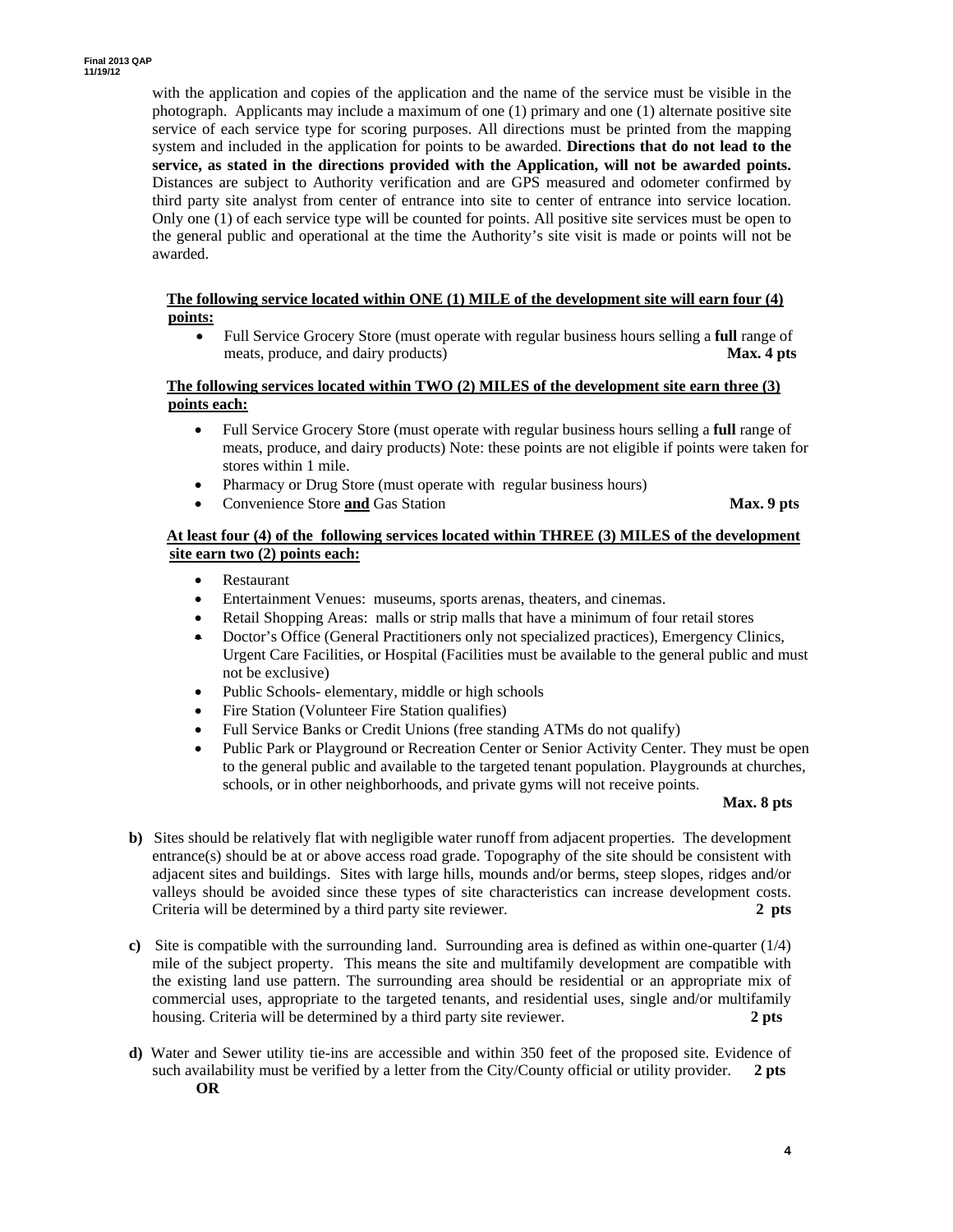with the application and copies of the application and the name of the service must be visible in the photograph. Applicants may include a maximum of one (1) primary and one (1) alternate positive site service of each service type for scoring purposes. All directions must be printed from the mapping system and included in the application for points to be awarded. **Directions that do not lead to the service, as stated in the directions provided with the Application, will not be awarded points.** Distances are subject to Authority verification and are GPS measured and odometer confirmed by third party site analyst from center of entrance into site to center of entrance into service location. Only one (1) of each service type will be counted for points. All positive site services must be open to the general public and operational at the time the Authority's site visit is made or points will not be awarded.

**The following service located within ONE (1) MILE of the development site will earn four (4) points:**

- Full Service Grocery Store (must operate with regular business hours selling a **full** range of meats, produce, and dairy products) **Max. 4 pts**

**The following services located within TWO (2) MILES of the development site earn three (3) points each:**

- Full Service Grocery Store (must operate with regular business hours selling a **full** range of meats, produce, and dairy products) Note: these points are not eligible if points were taken for stores within 1 mile.
- Pharmacy or Drug Store (must operate with regular business hours)
- Convenience Store **and** Gas Station **Max. 9 pts**

**At least four (4) of the following services located within THREE (3) MILES of the development site earn two (2) points each:**

- Restaurant
- Entertainment Venues: museums, sports arenas, theaters, and cinemas.
- Retail Shopping Areas: malls or strip malls that have a minimum of four retail stores
- Doctor's Office (General Practitioners only not specialized practices), Emergency Clinics, Urgent Care Facilities, or Hospital (Facilities must be available to the general public and must not be exclusive)
- Public Schools- elementary, middle or high schools
- Fire Station (Volunteer Fire Station qualifies)
- Full Service Banks or Credit Unions (free standing ATMs do not qualify)
- Public Park or Playground or Recreation Center or Senior Activity Center. They must be open to the general public and available to the targeted tenant population. Playgrounds at churches, schools, or in other neighborhoods, and private gyms will not receive points.

**Max. 8 pts**

**b)** Sites should be relatively flat with negligible water runoff from adjacent properties. The development entrance(s) should be at or above access road grade. Topography of the site should be consistent with adjacent sites and buildings. Sites with large hills, mounds and/or berms, steep slopes, ridges and/or valleys should be avoided since these types of site characteristics can increase development costs. Criteria will be determined by a third party site reviewer. **2 pts**

**c)** Site is compatible with the surrounding land. Surrounding area is defined as within one-quarter (1/4) mile of the subject property. This means the site and multifamily development are compatible with the existing land use pattern. The surrounding area should be residential or an appropriate mix of commercial uses, appropriate to the targeted tenants, and residential uses, single and/or multifamily housing. Criteria will be determined by a third party site reviewer. **2 pts**

**d)** Water and Sewer utility tie-ins are accessible and within 350 feet of the proposed site. Evidence of such availability must be verified by a letter from the City/County official or utility provider. **2 pts**

**OR**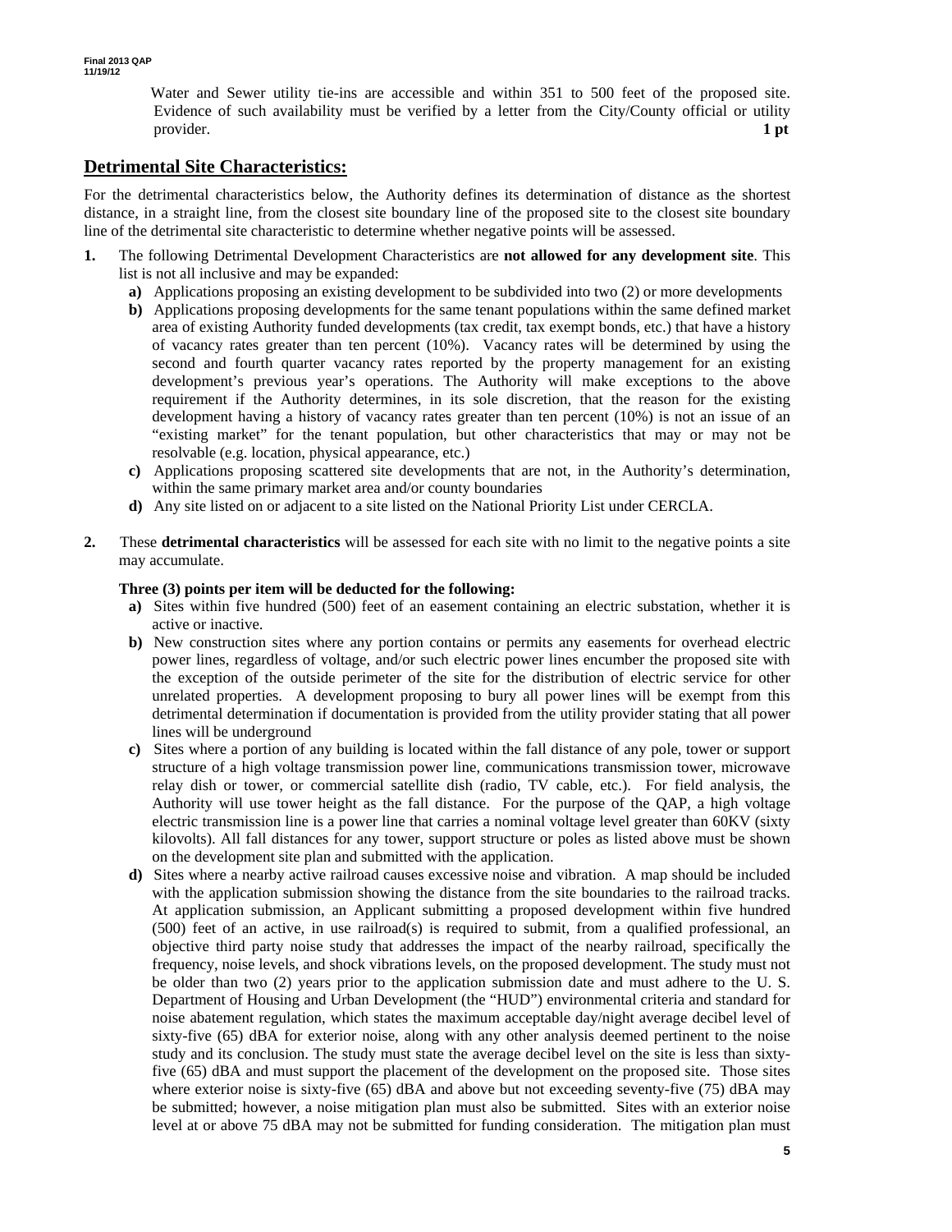Water and Sewer utility tie-ins are accessible and within 351 to 500 feet of the proposed site. Evidence of such availability must be verified by a letter from the City/County official or utility provider. **1 pt**

## Detrimental Site Characteristics:

For the detrimental characteristics below, the Authority defines its determination of distance as the shortest distance, in a straight line, from the closest site boundary line of the proposed site to the closest site boundary line of the detrimental site characteristic to determine whether negative points will be assessed.

**1.** The following Detrimental Development Characteristics are **not allowed for any development site**. This list is not all inclusive and may be expanded:

- **a)** Applications proposing an existing development to be subdivided into two (2) or more developments
- **b)** Applications proposing developments for the same tenant populations within the same defined market area of existing Authority funded developments (tax credit, tax exempt bonds, etc.) that have a history of vacancy rates greater than ten percent (10%). Vacancy rates will be determined by using the second and fourth quarter vacancy rates reported by the property management for an existing development's previous year's operations. The Authority will make exceptions to the above requirement if the Authority determines, in its sole discretion, that the reason for the existing development having a history of vacancy rates greater than ten percent (10%) is not an issue of an "existing market" for the tenant population, but other characteristics that may or may not be resolvable (e.g. location, physical appearance, etc.)
- **c)** Applications proposing scattered site developments that are not, in the Authority's determination, within the same primary market area and/or county boundaries
- **d)** Any site listed on or adjacent to a site listed on the National Priority List under CERCLA.

**2.** These **detrimental characteristics** will be assessed for each site with no limit to the negative points a site may accumulate.

**Three (3) points per item will be deducted for the following:**

- **a)** Sites within five hundred (500) feet of an easement containing an electric substation, whether it is active or inactive.
- **b)** New construction sites where any portion contains or permits any easements for overhead electric power lines, regardless of voltage, and/or such electric power lines encumber the proposed site with the exception of the outside perimeter of the site for the distribution of electric service for other unrelated properties. A development proposing to bury all power lines will be exempt from this detrimental determination if documentation is provided from the utility provider stating that all power lines will be underground
- **c)** Sites where a portion of any building is located within the fall distance of any pole, tower or support structure of a high voltage transmission power line, communications transmission tower, microwave relay dish or tower, or commercial satellite dish (radio, TV cable, etc.). For field analysis, the Authority will use tower height as the fall distance. For the purpose of the QAP, a high voltage electric transmission line is a power line that carries a nominal voltage level greater than 60KV (sixty kilovolts). All fall distances for any tower, support structure or poles as listed above must be shown on the development site plan and submitted with the application.
- **d)** Sites where a nearby active railroad causes excessive noise and vibration. A map should be included with the application submission showing the distance from the site boundaries to the railroad tracks. At application submission, an Applicant submitting a proposed development within five hundred (500) feet of an active, in use railroad(s) is required to submit, from a qualified professional, an objective third party noise study that addresses the impact of the nearby railroad, specifically the frequency, noise levels, and shock vibrations levels, on the proposed development. The study must not be older than two (2) years prior to the application submission date and must adhere to the U. S. Department of Housing and Urban Development (the "HUD") environmental criteria and standard for noise abatement regulation, which states the maximum acceptable day/night average decibel level of sixty-five (65) dBA for exterior noise, along with any other analysis deemed pertinent to the noise study and its conclusion. The study must state the average decibel level on the site is less than sixty-five (65) dBA and must support the placement of the development on the proposed site. Those sites where exterior noise is sixty-five (65) dBA and above but not exceeding seventy-five (75) dBA may be submitted; however, a noise mitigation plan must also be submitted. Sites with an exterior noise level at or above 75 dBA may not be submitted for funding consideration. The mitigation plan must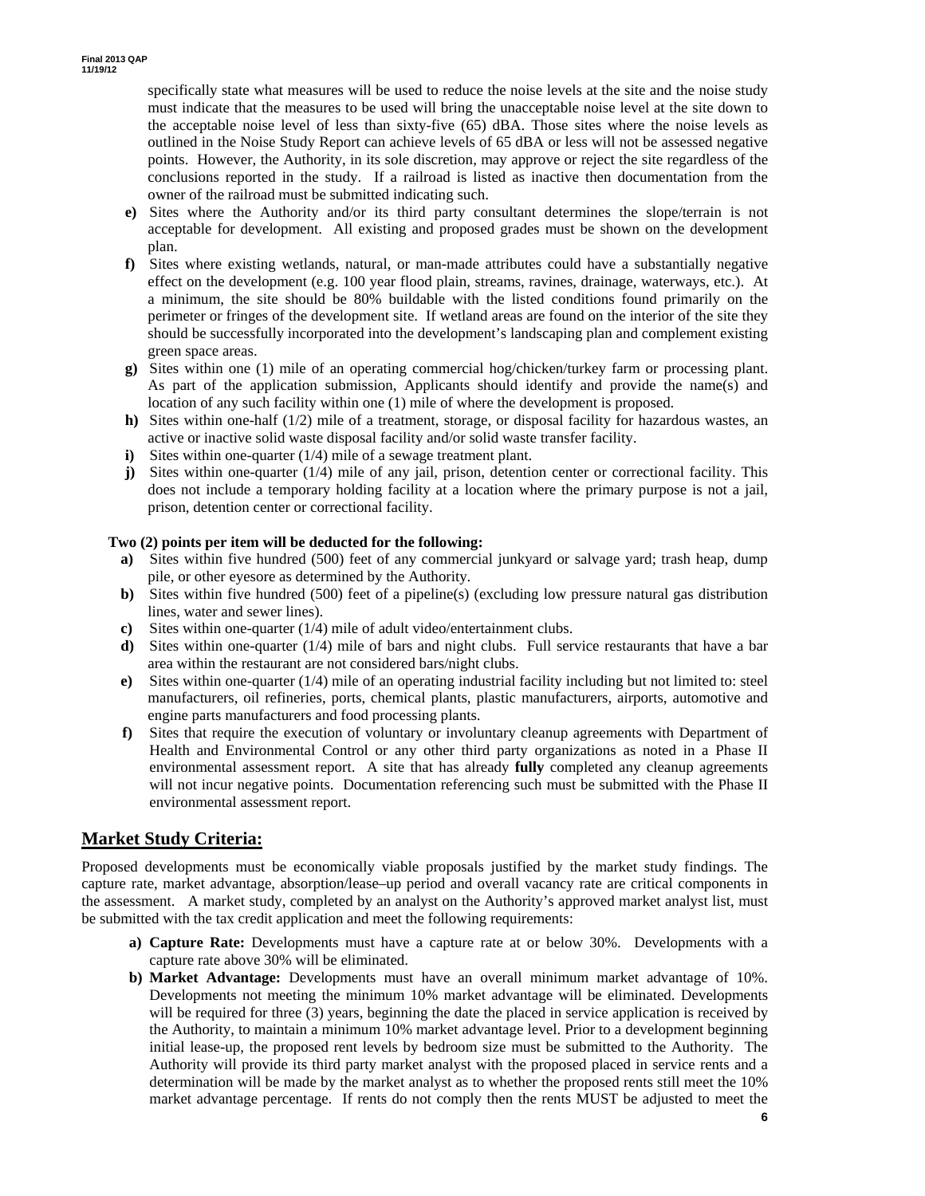specifically state what measures will be used to reduce the noise levels at the site and the noise study must indicate that the measures to be used will bring the unacceptable noise level at the site down to the acceptable noise level of less than sixty-five (65) dBA. Those sites where the noise levels as outlined in the Noise Study Report can achieve levels of 65 dBA or less will not be assessed negative points. However, the Authority, in its sole discretion, may approve or reject the site regardless of the conclusions reported in the study. If a railroad is listed as inactive then documentation from the owner of the railroad must be submitted indicating such.

**e)** Sites where the Authority and/or its third party consultant determines the slope/terrain is not acceptable for development. All existing and proposed grades must be shown on the development plan.

**f)** Sites where existing wetlands, natural, or man-made attributes could have a substantially negative effect on the development (e.g. 100 year flood plain, streams, ravines, drainage, waterways, etc.). At a minimum, the site should be 80% buildable with the listed conditions found primarily on the perimeter or fringes of the development site. If wetland areas are found on the interior of the site they should be successfully incorporated into the development's landscaping plan and complement existing green space areas.

**g)** Sites within one (1) mile of an operating commercial hog/chicken/turkey farm or processing plant. As part of the application submission, Applicants should identify and provide the name(s) and location of any such facility within one (1) mile of where the development is proposed.

**h)** Sites within one-half (1/2) mile of a treatment, storage, or disposal facility for hazardous wastes, an active or inactive solid waste disposal facility and/or solid waste transfer facility.

**i)** Sites within one-quarter (1/4) mile of a sewage treatment plant.

**j)** Sites within one-quarter (1/4) mile of any jail, prison, detention center or correctional facility. This does not include a temporary holding facility at a location where the primary purpose is not a jail, prison, detention center or correctional facility.

**Two (2) points per item will be deducted for the following:**

**a)** Sites within five hundred (500) feet of any commercial junkyard or salvage yard; trash heap, dump pile, or other eyesore as determined by the Authority.

**b)** Sites within five hundred (500) feet of a pipeline(s) (excluding low pressure natural gas distribution lines, water and sewer lines).

**c)** Sites within one-quarter (1/4) mile of adult video/entertainment clubs.

**d)** Sites within one-quarter (1/4) mile of bars and night clubs. Full service restaurants that have a bar area within the restaurant are not considered bars/night clubs.

**e)** Sites within one-quarter (1/4) mile of an operating industrial facility including but not limited to: steel manufacturers, oil refineries, ports, chemical plants, plastic manufacturers, airports, automotive and engine parts manufacturers and food processing plants.

**f)** Sites that require the execution of voluntary or involuntary cleanup agreements with Department of Health and Environmental Control or any other third party organizations as noted in a Phase II environmental assessment report. A site that has already **fully** completed any cleanup agreements will not incur negative points. Documentation referencing such must be submitted with the Phase II environmental assessment report.

## Market Study Criteria:

Proposed developments must be economically viable proposals justified by the market study findings. The capture rate, market advantage, absorption/lease–up period and overall vacancy rate are critical components in the assessment. A market study, completed by an analyst on the Authority's approved market analyst list, must be submitted with the tax credit application and meet the following requirements:

**a) Capture Rate:** Developments must have a capture rate at or below 30%. Developments with a capture rate above 30% will be eliminated.

**b) Market Advantage:** Developments must have an overall minimum market advantage of 10%. Developments not meeting the minimum 10% market advantage will be eliminated. Developments will be required for three (3) years, beginning the date the placed in service application is received by the Authority, to maintain a minimum 10% market advantage level. Prior to a development beginning initial lease-up, the proposed rent levels by bedroom size must be submitted to the Authority. The Authority will provide its third party market analyst with the proposed placed in service rents and a determination will be made by the market analyst as to whether the proposed rents still meet the 10% market advantage percentage. If rents do not comply then the rents MUST be adjusted to meet the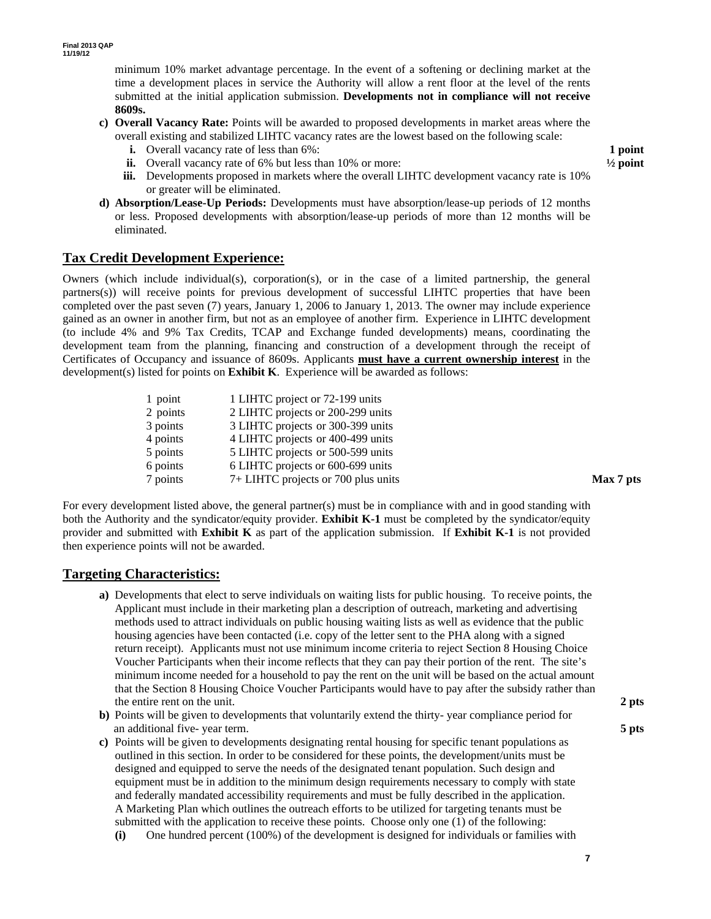minimum 10% market advantage percentage. In the event of a softening or declining market at the time a development places in service the Authority will allow a rent floor at the level of the rents submitted at the initial application submission. **Developments not in compliance will not receive 8609s.**

- **c) Overall Vacancy Rate:** Points will be awarded to proposed developments in market areas where the overall existing and stabilized LIHTC vacancy rates are the lowest based on the following scale:
  - **i.** Overall vacancy rate of less than 6%: **1 point**
  - **ii.** Overall vacancy rate of 6% but less than 10% or more: **½ point**
  - **iii.** Developments proposed in markets where the overall LIHTC development vacancy rate is 10% or greater will be eliminated.
- **d) Absorption/Lease-Up Periods:** Developments must have absorption/lease-up periods of 12 months or less. Proposed developments with absorption/lease-up periods of more than 12 months will be eliminated.

## Tax Credit Development Experience:

Owners (which include individual(s), corporation(s), or in the case of a limited partnership, the general partners(s)) will receive points for previous development of successful LIHTC properties that have been completed over the past seven (7) years, January 1, 2006 to January 1, 2013. The owner may include experience gained as an owner in another firm, but not as an employee of another firm. Experience in LIHTC development (to include 4% and 9% Tax Credits, TCAP and Exchange funded developments) means, coordinating the development team from the planning, financing and construction of a development through the receipt of Certificates of Occupancy and issuance of 8609s. Applicants **must have a current ownership interest** in the development(s) listed for points on **Exhibit K**. Experience will be awarded as follows:

| | | |
|---|---|---|
| 1 point | 1 LIHTC project or 72-199 units | |
| 2 points | 2 LIHTC projects or 200-299 units | |
| 3 points | 3 LIHTC projects or 300-399 units | |
| 4 points | 4 LIHTC projects or 400-499 units | |
| 5 points | 5 LIHTC projects or 500-599 units | |
| 6 points | 6 LIHTC projects or 600-699 units | |
| 7 points | 7+ LIHTC projects or 700 plus units | **Max 7 pts** |

For every development listed above, the general partner(s) must be in compliance with and in good standing with both the Authority and the syndicator/equity provider. **Exhibit K-1** must be completed by the syndicator/equity provider and submitted with **Exhibit K** as part of the application submission. If **Exhibit K-1** is not provided then experience points will not be awarded.

## Targeting Characteristics:

- **a)** Developments that elect to serve individuals on waiting lists for public housing. To receive points, the Applicant must include in their marketing plan a description of outreach, marketing and advertising methods used to attract individuals on public housing waiting lists as well as evidence that the public housing agencies have been contacted (i.e. copy of the letter sent to the PHA along with a signed return receipt). Applicants must not use minimum income criteria to reject Section 8 Housing Choice Voucher Participants when their income reflects that they can pay their portion of the rent. The site's minimum income needed for a household to pay the rent on the unit will be based on the actual amount that the Section 8 Housing Choice Voucher Participants would have to pay after the subsidy rather than the entire rent on the unit. **2 pts**
- **b)** Points will be given to developments that voluntarily extend the thirty- year compliance period for an additional five- year term. **5 pts**
- **c)** Points will be given to developments designating rental housing for specific tenant populations as outlined in this section. In order to be considered for these points, the development/units must be designed and equipped to serve the needs of the designated tenant population. Such design and equipment must be in addition to the minimum design requirements necessary to comply with state and federally mandated accessibility requirements and must be fully described in the application. A Marketing Plan which outlines the outreach efforts to be utilized for targeting tenants must be submitted with the application to receive these points. Choose only one (1) of the following:
  - **(i)** One hundred percent (100%) of the development is designed for individuals or families with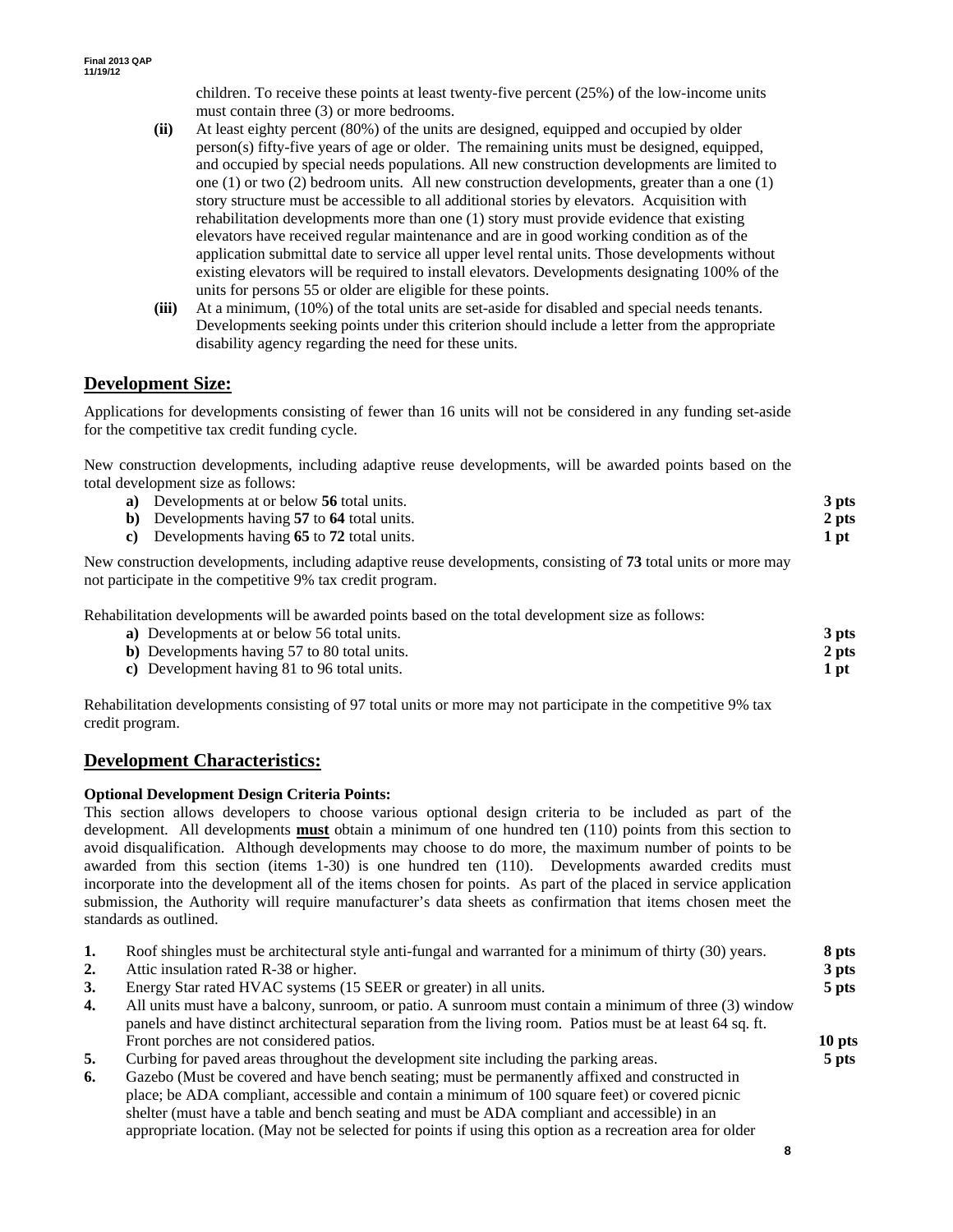children. To receive these points at least twenty-five percent (25%) of the low-income units must contain three (3) or more bedrooms.

**(ii)** At least eighty percent (80%) of the units are designed, equipped and occupied by older person(s) fifty-five years of age or older. The remaining units must be designed, equipped, and occupied by special needs populations. All new construction developments are limited to one (1) or two (2) bedroom units. All new construction developments, greater than a one (1) story structure must be accessible to all additional stories by elevators. Acquisition with rehabilitation developments more than one (1) story must provide evidence that existing elevators have received regular maintenance and are in good working condition as of the application submittal date to service all upper level rental units. Those developments without existing elevators will be required to install elevators. Developments designating 100% of the units for persons 55 or older are eligible for these points.

**(iii)** At a minimum, (10%) of the total units are set-aside for disabled and special needs tenants. Developments seeking points under this criterion should include a letter from the appropriate disability agency regarding the need for these units.

## Development Size:

Applications for developments consisting of fewer than 16 units will not be considered in any funding set-aside for the competitive tax credit funding cycle.

New construction developments, including adaptive reuse developments, will be awarded points based on the total development size as follows:

| | |
|---|---|
| **a)** Developments at or below **56** total units. | **3 pts** |
| **b)** Developments having **57** to **64** total units. | **2 pts** |
| **c)** Developments having **65** to **72** total units. | **1 pt** |

New construction developments, including adaptive reuse developments, consisting of **73** total units or more may not participate in the competitive 9% tax credit program.

Rehabilitation developments will be awarded points based on the total development size as follows:

| | |
|---|---|
| **a)** Developments at or below 56 total units. | **3 pts** |
| **b)** Developments having 57 to 80 total units. | **2 pts** |
| **c)** Development having 81 to 96 total units. | **1 pt** |

Rehabilitation developments consisting of 97 total units or more may not participate in the competitive 9% tax credit program.

## Development Characteristics:

**Optional Development Design Criteria Points:**

This section allows developers to choose various optional design criteria to be included as part of the development. All developments **must** obtain a minimum of one hundred ten (110) points from this section to avoid disqualification. Although developments may choose to do more, the maximum number of points to be awarded from this section (items 1-30) is one hundred ten (110). Developments awarded credits must incorporate into the development all of the items chosen for points. As part of the placed in service application submission, the Authority will require manufacturer's data sheets as confirmation that items chosen meet the standards as outlined.

| | | |
|---|---|---|
| **1.** | Roof shingles must be architectural style anti-fungal and warranted for a minimum of thirty (30) years. | **8 pts** |
| **2.** | Attic insulation rated R-38 or higher. | **3 pts** |
| **3.** | Energy Star rated HVAC systems (15 SEER or greater) in all units. | **5 pts** |
| **4.** | All units must have a balcony, sunroom, or patio. A sunroom must contain a minimum of three (3) window panels and have distinct architectural separation from the living room. Patios must be at least 64 sq. ft. Front porches are not considered patios. | **10 pts** |
| **5.** | Curbing for paved areas throughout the development site including the parking areas. | **5 pts** |
| **6.** | Gazebo (Must be covered and have bench seating; must be permanently affixed and constructed in place; be ADA compliant, accessible and contain a minimum of 100 square feet) or covered picnic shelter (must have a table and bench seating and must be ADA compliant and accessible) in an appropriate location. (May not be selected for points if using this option as a recreation area for older | |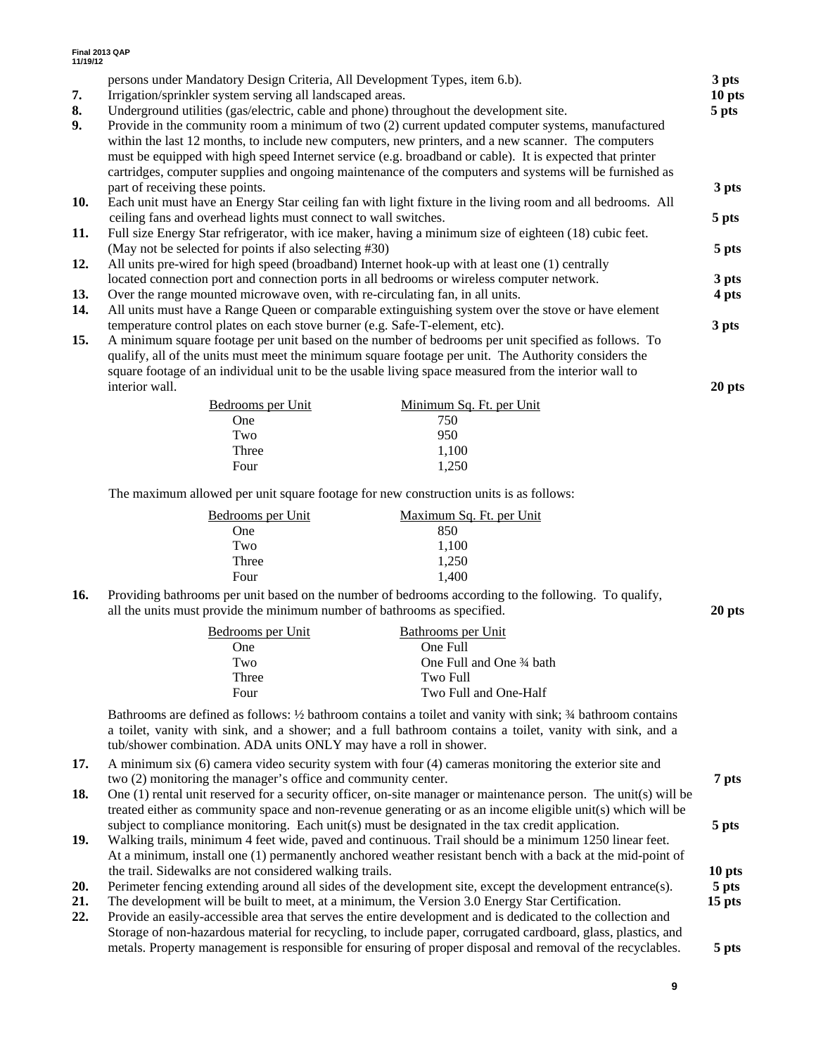persons under Mandatory Design Criteria, All Development Types, item 6.b). **3 pts**

**7.** Irrigation/sprinkler system serving all landscaped areas. **10 pts**

**8.** Underground utilities (gas/electric, cable and phone) throughout the development site. **5 pts**

**9.** Provide in the community room a minimum of two (2) current updated computer systems, manufactured within the last 12 months, to include new computers, new printers, and a new scanner. The computers must be equipped with high speed Internet service (e.g. broadband or cable). It is expected that printer cartridges, computer supplies and ongoing maintenance of the computers and systems will be furnished as part of receiving these points. **3 pts**

**10.** Each unit must have an Energy Star ceiling fan with light fixture in the living room and all bedrooms. All ceiling fans and overhead lights must connect to wall switches. **5 pts**

**11.** Full size Energy Star refrigerator, with ice maker, having a minimum size of eighteen (18) cubic feet. (May not be selected for points if also selecting #30) **5 pts**

**12.** All units pre-wired for high speed (broadband) Internet hook-up with at least one (1) centrally located connection port and connection ports in all bedrooms or wireless computer network. **3 pts**

**13.** Over the range mounted microwave oven, with re-circulating fan, in all units. **4 pts**

**14.** All units must have a Range Queen or comparable extinguishing system over the stove or have element temperature control plates on each stove burner (e.g. Safe-T-element, etc). **3 pts**

**15.** A minimum square footage per unit based on the number of bedrooms per unit specified as follows. To qualify, all of the units must meet the minimum square footage per unit. The Authority considers the square footage of an individual unit to be the usable living space measured from the interior wall to interior wall. **20 pts**

| Bedrooms per Unit | Minimum Sq. Ft. per Unit |
|---|---|
| One | 750 |
| Two | 950 |
| Three | 1,100 |
| Four | 1,250 |

The maximum allowed per unit square footage for new construction units is as follows:

| Bedrooms per Unit | Maximum Sq. Ft. per Unit |
|---|---|
| One | 850 |
| Two | 1,100 |
| Three | 1,250 |
| Four | 1,400 |

**16.** Providing bathrooms per unit based on the number of bedrooms according to the following. To qualify, all the units must provide the minimum number of bathrooms as specified. **20 pts**

| Bedrooms per Unit | Bathrooms per Unit |
|---|---|
| One | One Full |
| Two | One Full and One ¾ bath |
| Three | Two Full |
| Four | Two Full and One-Half |

Bathrooms are defined as follows: ½ bathroom contains a toilet and vanity with sink; ¾ bathroom contains a toilet, vanity with sink, and a shower; and a full bathroom contains a toilet, vanity with sink, and a tub/shower combination. ADA units ONLY may have a roll in shower.

**17.** A minimum six (6) camera video security system with four (4) cameras monitoring the exterior site and two (2) monitoring the manager's office and community center. **7 pts**

**18.** One (1) rental unit reserved for a security officer, on-site manager or maintenance person. The unit(s) will be treated either as community space and non-revenue generating or as an income eligible unit(s) which will be subject to compliance monitoring. Each unit(s) must be designated in the tax credit application. **5 pts**

**19.** Walking trails, minimum 4 feet wide, paved and continuous. Trail should be a minimum 1250 linear feet. At a minimum, install one (1) permanently anchored weather resistant bench with a back at the mid-point of the trail. Sidewalks are not considered walking trails. **10 pts**

**20.** Perimeter fencing extending around all sides of the development site, except the development entrance(s). **5 pts**

**21.** The development will be built to meet, at a minimum, the Version 3.0 Energy Star Certification. **15 pts**

**22.** Provide an easily-accessible area that serves the entire development and is dedicated to the collection and Storage of non-hazardous material for recycling, to include paper, corrugated cardboard, glass, plastics, and metals. Property management is responsible for ensuring of proper disposal and removal of the recyclables. **5 pts**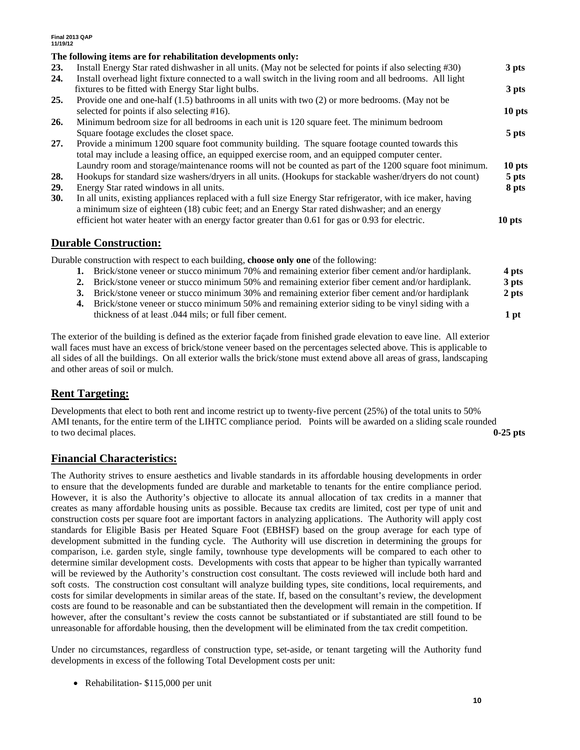**The following items are for rehabilitation developments only:**

| | | |
|---|---|---|
| **23.** | Install Energy Star rated dishwasher in all units. (May not be selected for points if also selecting #30) | **3 pts** |
| **24.** | Install overhead light fixture connected to a wall switch in the living room and all bedrooms. All light fixtures to be fitted with Energy Star light bulbs. | **3 pts** |
| **25.** | Provide one and one-half (1.5) bathrooms in all units with two (2) or more bedrooms. (May not be selected for points if also selecting #16). | **10 pts** |
| **26.** | Minimum bedroom size for all bedrooms in each unit is 120 square feet. The minimum bedroom Square footage excludes the closet space. | **5 pts** |
| **27.** | Provide a minimum 1200 square foot community building. The square footage counted towards this total may include a leasing office, an equipped exercise room, and an equipped computer center. Laundry room and storage/maintenance rooms will not be counted as part of the 1200 square foot minimum. | **10 pts** |
| **28.** | Hookups for standard size washers/dryers in all units. (Hookups for stackable washer/dryers do not count) | **5 pts** |
| **29.** | Energy Star rated windows in all units. | **8 pts** |
| **30.** | In all units, existing appliances replaced with a full size Energy Star refrigerator, with ice maker, having a minimum size of eighteen (18) cubic feet; and an Energy Star rated dishwasher; and an energy efficient hot water heater with an energy factor greater than 0.61 for gas or 0.93 for electric. | **10 pts** |

## Durable Construction:

Durable construction with respect to each building, **choose only one** of the following:

| | | |
|---|---|---|
| **1.** | Brick/stone veneer or stucco minimum 70% and remaining exterior fiber cement and/or hardiplank. | **4 pts** |
| **2.** | Brick/stone veneer or stucco minimum 50% and remaining exterior fiber cement and/or hardiplank. | **3 pts** |
| **3.** | Brick/stone veneer or stucco minimum 30% and remaining exterior fiber cement and/or hardiplank | **2 pts** |
| **4.** | Brick/stone veneer or stucco minimum 50% and remaining exterior siding to be vinyl siding with a thickness of at least .044 mils; or full fiber cement. | **1 pt** |

The exterior of the building is defined as the exterior façade from finished grade elevation to eave line. All exterior wall faces must have an excess of brick/stone veneer based on the percentages selected above. This is applicable to all sides of all the buildings. On all exterior walls the brick/stone must extend above all areas of grass, landscaping and other areas of soil or mulch.

## Rent Targeting:

Developments that elect to both rent and income restrict up to twenty-five percent (25%) of the total units to 50% AMI tenants, for the entire term of the LIHTC compliance period. Points will be awarded on a sliding scale rounded to two decimal places. **0-25 pts**

## Financial Characteristics:

The Authority strives to ensure aesthetics and livable standards in its affordable housing developments in order to ensure that the developments funded are durable and marketable to tenants for the entire compliance period. However, it is also the Authority's objective to allocate its annual allocation of tax credits in a manner that creates as many affordable housing units as possible. Because tax credits are limited, cost per type of unit and construction costs per square foot are important factors in analyzing applications. The Authority will apply cost standards for Eligible Basis per Heated Square Foot (EBHSF) based on the group average for each type of development submitted in the funding cycle. The Authority will use discretion in determining the groups for comparison, i.e. garden style, single family, townhouse type developments will be compared to each other to determine similar development costs. Developments with costs that appear to be higher than typically warranted will be reviewed by the Authority's construction cost consultant. The costs reviewed will include both hard and soft costs. The construction cost consultant will analyze building types, site conditions, local requirements, and costs for similar developments in similar areas of the state. If, based on the consultant's review, the development costs are found to be reasonable and can be substantiated then the development will remain in the competition. If however, after the consultant's review the costs cannot be substantiated or if substantiated are still found to be unreasonable for affordable housing, then the development will be eliminated from the tax credit competition.

Under no circumstances, regardless of construction type, set-aside, or tenant targeting will the Authority fund developments in excess of the following Total Development costs per unit:

- Rehabilitation- $115,000 per unit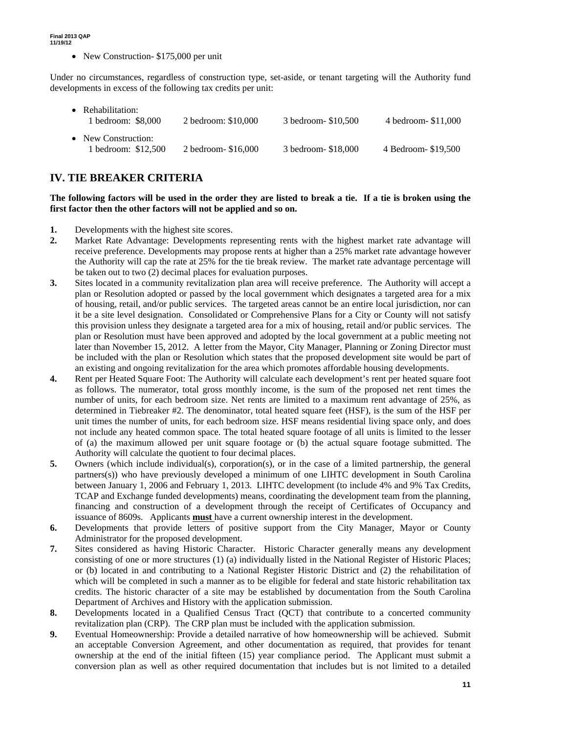- New Construction- $175,000 per unit

Under no circumstances, regardless of construction type, set-aside, or tenant targeting will the Authority fund developments in excess of the following tax credits per unit:

- Rehabilitation:

| 1 bedroom: $8,000 | 2 bedroom: $10,000 | 3 bedroom- $10,500 | 4 bedroom- $11,000 |
|---|---|---|---|

- New Construction:

| 1 bedroom: $12,500 | 2 bedroom- $16,000 | 3 bedroom- $18,000 | 4 Bedroom- $19,500 |
|---|---|---|---|

## IV. TIE BREAKER CRITERIA

**The following factors will be used in the order they are listed to break a tie. If a tie is broken using the first factor then the other factors will not be applied and so on.**

**1.** Developments with the highest site scores.

**2.** Market Rate Advantage: Developments representing rents with the highest market rate advantage will receive preference. Developments may propose rents at higher than a 25% market rate advantage however the Authority will cap the rate at 25% for the tie break review. The market rate advantage percentage will be taken out to two (2) decimal places for evaluation purposes.

**3.** Sites located in a community revitalization plan area will receive preference. The Authority will accept a plan or Resolution adopted or passed by the local government which designates a targeted area for a mix of housing, retail, and/or public services. The targeted areas cannot be an entire local jurisdiction, nor can it be a site level designation. Consolidated or Comprehensive Plans for a City or County will not satisfy this provision unless they designate a targeted area for a mix of housing, retail and/or public services. The plan or Resolution must have been approved and adopted by the local government at a public meeting not later than November 15, 2012. A letter from the Mayor, City Manager, Planning or Zoning Director must be included with the plan or Resolution which states that the proposed development site would be part of an existing and ongoing revitalization for the area which promotes affordable housing developments.

**4.** Rent per Heated Square Foot: The Authority will calculate each development's rent per heated square foot as follows. The numerator, total gross monthly income, is the sum of the proposed net rent times the number of units, for each bedroom size. Net rents are limited to a maximum rent advantage of 25%, as determined in Tiebreaker #2. The denominator, total heated square feet (HSF), is the sum of the HSF per unit times the number of units, for each bedroom size. HSF means residential living space only, and does not include any heated common space. The total heated square footage of all units is limited to the lesser of (a) the maximum allowed per unit square footage or (b) the actual square footage submitted. The Authority will calculate the quotient to four decimal places.

**5.** Owners (which include individual(s), corporation(s), or in the case of a limited partnership, the general partners(s)) who have previously developed a minimum of one LIHTC development in South Carolina between January 1, 2006 and February 1, 2013. LIHTC development (to include 4% and 9% Tax Credits, TCAP and Exchange funded developments) means, coordinating the development team from the planning, financing and construction of a development through the receipt of Certificates of Occupancy and issuance of 8609s. Applicants **must** have a current ownership interest in the development.

**6.** Developments that provide letters of positive support from the City Manager, Mayor or County Administrator for the proposed development.

**7.** Sites considered as having Historic Character. Historic Character generally means any development consisting of one or more structures (1) (a) individually listed in the National Register of Historic Places; or (b) located in and contributing to a National Register Historic District and (2) the rehabilitation of which will be completed in such a manner as to be eligible for federal and state historic rehabilitation tax credits. The historic character of a site may be established by documentation from the South Carolina Department of Archives and History with the application submission.

**8.** Developments located in a Qualified Census Tract (QCT) that contribute to a concerted community revitalization plan (CRP). The CRP plan must be included with the application submission.

**9.** Eventual Homeownership: Provide a detailed narrative of how homeownership will be achieved. Submit an acceptable Conversion Agreement, and other documentation as required, that provides for tenant ownership at the end of the initial fifteen (15) year compliance period. The Applicant must submit a conversion plan as well as other required documentation that includes but is not limited to a detailed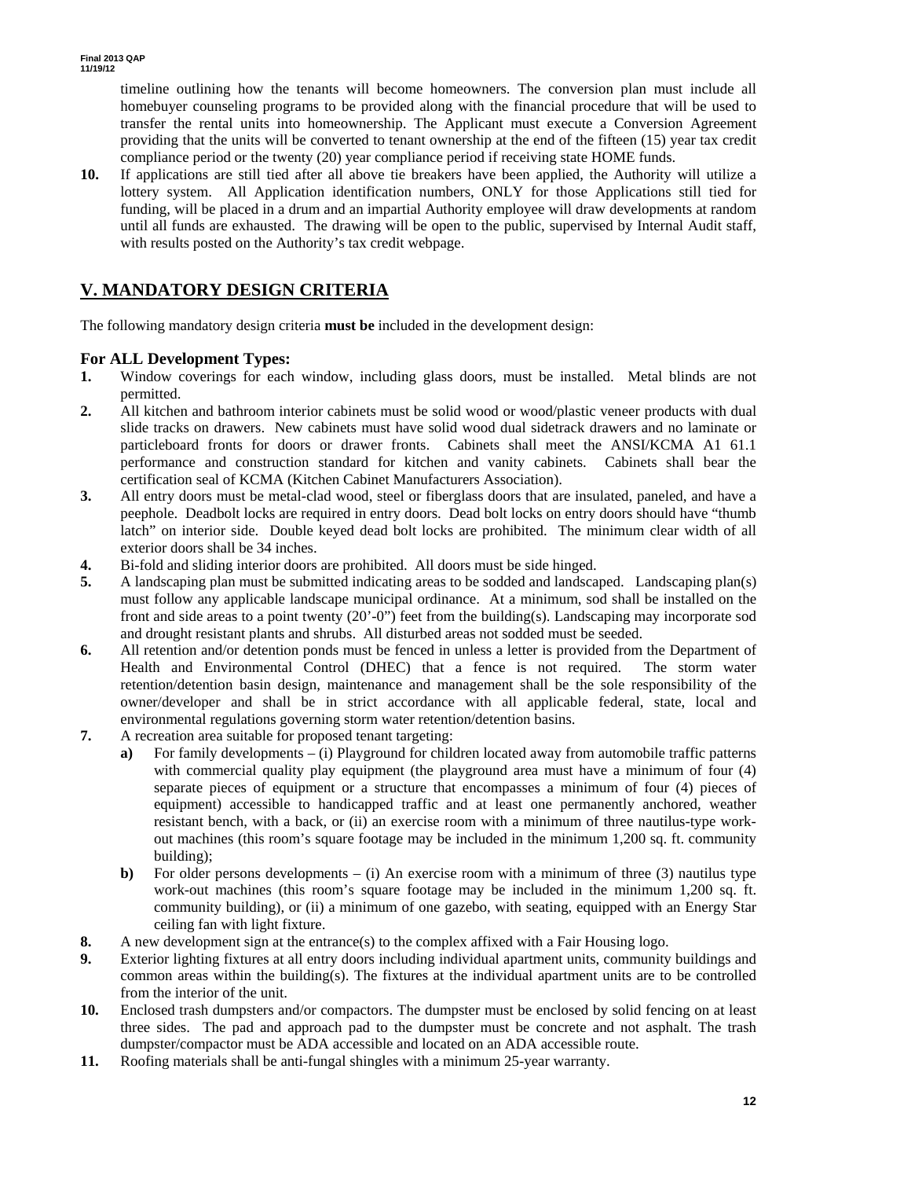timeline outlining how the tenants will become homeowners. The conversion plan must include all homebuyer counseling programs to be provided along with the financial procedure that will be used to transfer the rental units into homeownership. The Applicant must execute a Conversion Agreement providing that the units will be converted to tenant ownership at the end of the fifteen (15) year tax credit compliance period or the twenty (20) year compliance period if receiving state HOME funds.

**10.** If applications are still tied after all above tie breakers have been applied, the Authority will utilize a lottery system. All Application identification numbers, ONLY for those Applications still tied for funding, will be placed in a drum and an impartial Authority employee will draw developments at random until all funds are exhausted. The drawing will be open to the public, supervised by Internal Audit staff, with results posted on the Authority's tax credit webpage.

## V. MANDATORY DESIGN CRITERIA

The following mandatory design criteria **must be** included in the development design:

### For ALL Development Types:

**1.** Window coverings for each window, including glass doors, must be installed. Metal blinds are not permitted.

**2.** All kitchen and bathroom interior cabinets must be solid wood or wood/plastic veneer products with dual slide tracks on drawers. New cabinets must have solid wood dual sidetrack drawers and no laminate or particleboard fronts for doors or drawer fronts. Cabinets shall meet the ANSI/KCMA A1 61.1 performance and construction standard for kitchen and vanity cabinets. Cabinets shall bear the certification seal of KCMA (Kitchen Cabinet Manufacturers Association).

**3.** All entry doors must be metal-clad wood, steel or fiberglass doors that are insulated, paneled, and have a peephole. Deadbolt locks are required in entry doors. Dead bolt locks on entry doors should have "thumb latch" on interior side. Double keyed dead bolt locks are prohibited. The minimum clear width of all exterior doors shall be 34 inches.

**4.** Bi-fold and sliding interior doors are prohibited. All doors must be side hinged.

**5.** A landscaping plan must be submitted indicating areas to be sodded and landscaped. Landscaping plan(s) must follow any applicable landscape municipal ordinance. At a minimum, sod shall be installed on the front and side areas to a point twenty (20'-0") feet from the building(s). Landscaping may incorporate sod and drought resistant plants and shrubs. All disturbed areas not sodded must be seeded.

**6.** All retention and/or detention ponds must be fenced in unless a letter is provided from the Department of Health and Environmental Control (DHEC) that a fence is not required. The storm water retention/detention basin design, maintenance and management shall be the sole responsibility of the owner/developer and shall be in strict accordance with all applicable federal, state, local and environmental regulations governing storm water retention/detention basins.

**7.** A recreation area suitable for proposed tenant targeting:

- **a)** For family developments – (i) Playground for children located away from automobile traffic patterns with commercial quality play equipment (the playground area must have a minimum of four (4) separate pieces of equipment or a structure that encompasses a minimum of four (4) pieces of equipment) accessible to handicapped traffic and at least one permanently anchored, weather resistant bench, with a back, or (ii) an exercise room with a minimum of three nautilus-type work-out machines (this room's square footage may be included in the minimum 1,200 sq. ft. community building);
- **b)** For older persons developments – (i) An exercise room with a minimum of three (3) nautilus type work-out machines (this room's square footage may be included in the minimum 1,200 sq. ft. community building), or (ii) a minimum of one gazebo, with seating, equipped with an Energy Star ceiling fan with light fixture.

**8.** A new development sign at the entrance(s) to the complex affixed with a Fair Housing logo.

**9.** Exterior lighting fixtures at all entry doors including individual apartment units, community buildings and common areas within the building(s). The fixtures at the individual apartment units are to be controlled from the interior of the unit.

**10.** Enclosed trash dumpsters and/or compactors. The dumpster must be enclosed by solid fencing on at least three sides. The pad and approach pad to the dumpster must be concrete and not asphalt. The trash dumpster/compactor must be ADA accessible and located on an ADA accessible route.

**11.** Roofing materials shall be anti-fungal shingles with a minimum 25-year warranty.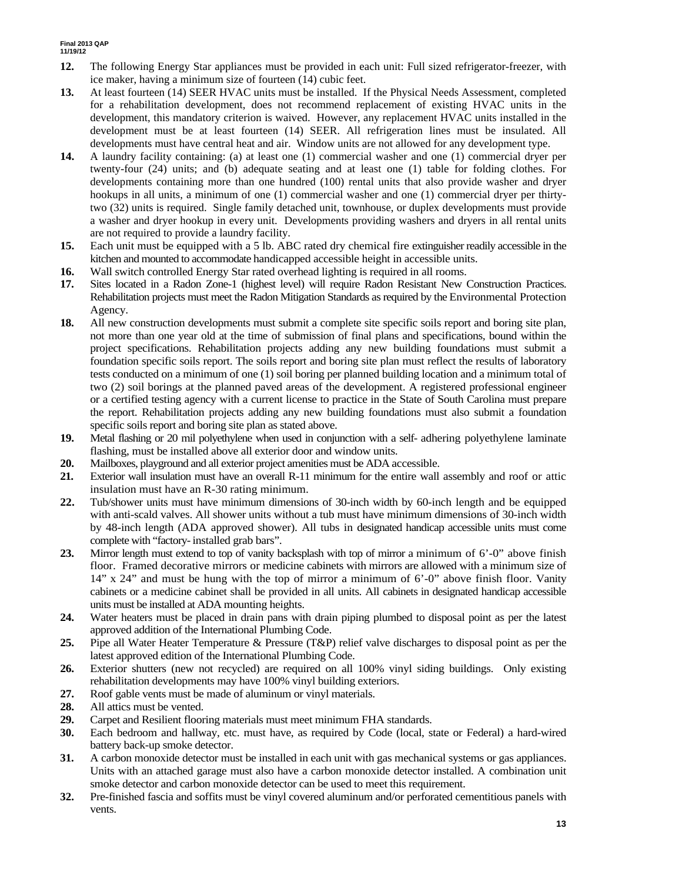**12.** The following Energy Star appliances must be provided in each unit: Full sized refrigerator-freezer, with ice maker, having a minimum size of fourteen (14) cubic feet.

**13.** At least fourteen (14) SEER HVAC units must be installed. If the Physical Needs Assessment, completed for a rehabilitation development, does not recommend replacement of existing HVAC units in the development, this mandatory criterion is waived. However, any replacement HVAC units installed in the development must be at least fourteen (14) SEER. All refrigeration lines must be insulated. All developments must have central heat and air. Window units are not allowed for any development type.

**14.** A laundry facility containing: (a) at least one (1) commercial washer and one (1) commercial dryer per twenty-four (24) units; and (b) adequate seating and at least one (1) table for folding clothes. For developments containing more than one hundred (100) rental units that also provide washer and dryer hookups in all units, a minimum of one (1) commercial washer and one (1) commercial dryer per thirty-two (32) units is required. Single family detached unit, townhouse, or duplex developments must provide a washer and dryer hookup in every unit. Developments providing washers and dryers in all rental units are not required to provide a laundry facility.

**15.** Each unit must be equipped with a 5 lb. ABC rated dry chemical fire extinguisher readily accessible in the kitchen and mounted to accommodate handicapped accessible height in accessible units.

**16.** Wall switch controlled Energy Star rated overhead lighting is required in all rooms.

**17.** Sites located in a Radon Zone-1 (highest level) will require Radon Resistant New Construction Practices. Rehabilitation projects must meet the Radon Mitigation Standards as required by the Environmental Protection Agency.

**18.** All new construction developments must submit a complete site specific soils report and boring site plan, not more than one year old at the time of submission of final plans and specifications, bound within the project specifications. Rehabilitation projects adding any new building foundations must submit a foundation specific soils report. The soils report and boring site plan must reflect the results of laboratory tests conducted on a minimum of one (1) soil boring per planned building location and a minimum total of two (2) soil borings at the planned paved areas of the development. A registered professional engineer or a certified testing agency with a current license to practice in the State of South Carolina must prepare the report. Rehabilitation projects adding any new building foundations must also submit a foundation specific soils report and boring site plan as stated above.

**19.** Metal flashing or 20 mil polyethylene when used in conjunction with a self- adhering polyethylene laminate flashing, must be installed above all exterior door and window units.

**20.** Mailboxes, playground and all exterior project amenities must be ADA accessible.

**21.** Exterior wall insulation must have an overall R-11 minimum for the entire wall assembly and roof or attic insulation must have an R-30 rating minimum.

**22.** Tub/shower units must have minimum dimensions of 30-inch width by 60-inch length and be equipped with anti-scald valves. All shower units without a tub must have minimum dimensions of 30-inch width by 48-inch length (ADA approved shower). All tubs in designated handicap accessible units must come complete with "factory- installed grab bars".

**23.** Mirror length must extend to top of vanity backsplash with top of mirror a minimum of 6'-0" above finish floor. Framed decorative mirrors or medicine cabinets with mirrors are allowed with a minimum size of 14" x 24" and must be hung with the top of mirror a minimum of 6'-0" above finish floor. Vanity cabinets or a medicine cabinet shall be provided in all units. All cabinets in designated handicap accessible units must be installed at ADA mounting heights.

**24.** Water heaters must be placed in drain pans with drain piping plumbed to disposal point as per the latest approved addition of the International Plumbing Code.

**25.** Pipe all Water Heater Temperature & Pressure (T&P) relief valve discharges to disposal point as per the latest approved edition of the International Plumbing Code.

**26.** Exterior shutters (new not recycled) are required on all 100% vinyl siding buildings. Only existing rehabilitation developments may have 100% vinyl building exteriors.

**27.** Roof gable vents must be made of aluminum or vinyl materials.

**28.** All attics must be vented.

**29.** Carpet and Resilient flooring materials must meet minimum FHA standards.

**30.** Each bedroom and hallway, etc. must have, as required by Code (local, state or Federal) a hard-wired battery back-up smoke detector.

**31.** A carbon monoxide detector must be installed in each unit with gas mechanical systems or gas appliances. Units with an attached garage must also have a carbon monoxide detector installed. A combination unit smoke detector and carbon monoxide detector can be used to meet this requirement.

**32.** Pre-finished fascia and soffits must be vinyl covered aluminum and/or perforated cementitious panels with vents.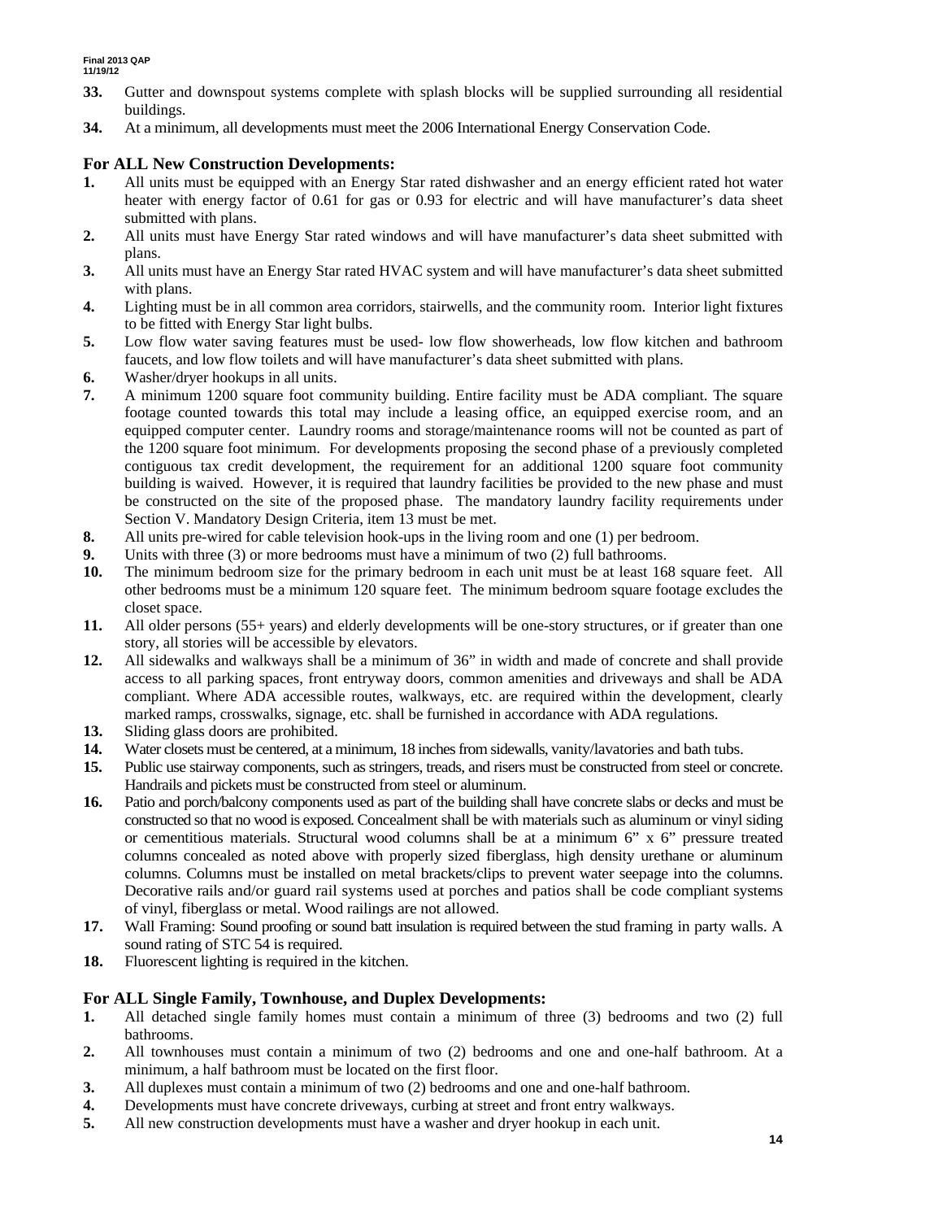**33.** Gutter and downspout systems complete with splash blocks will be supplied surrounding all residential buildings.

**34.** At a minimum, all developments must meet the 2006 International Energy Conservation Code.

## For ALL New Construction Developments:

**1.** All units must be equipped with an Energy Star rated dishwasher and an energy efficient rated hot water heater with energy factor of 0.61 for gas or 0.93 for electric and will have manufacturer's data sheet submitted with plans.

**2.** All units must have Energy Star rated windows and will have manufacturer's data sheet submitted with plans.

**3.** All units must have an Energy Star rated HVAC system and will have manufacturer's data sheet submitted with plans.

**4.** Lighting must be in all common area corridors, stairwells, and the community room. Interior light fixtures to be fitted with Energy Star light bulbs.

**5.** Low flow water saving features must be used- low flow showerheads, low flow kitchen and bathroom faucets, and low flow toilets and will have manufacturer's data sheet submitted with plans.

**6.** Washer/dryer hookups in all units.

**7.** A minimum 1200 square foot community building. Entire facility must be ADA compliant. The square footage counted towards this total may include a leasing office, an equipped exercise room, and an equipped computer center. Laundry rooms and storage/maintenance rooms will not be counted as part of the 1200 square foot minimum. For developments proposing the second phase of a previously completed contiguous tax credit development, the requirement for an additional 1200 square foot community building is waived. However, it is required that laundry facilities be provided to the new phase and must be constructed on the site of the proposed phase. The mandatory laundry facility requirements under Section V. Mandatory Design Criteria, item 13 must be met.

**8.** All units pre-wired for cable television hook-ups in the living room and one (1) per bedroom.

**9.** Units with three (3) or more bedrooms must have a minimum of two (2) full bathrooms.

**10.** The minimum bedroom size for the primary bedroom in each unit must be at least 168 square feet. All other bedrooms must be a minimum 120 square feet. The minimum bedroom square footage excludes the closet space.

**11.** All older persons (55+ years) and elderly developments will be one-story structures, or if greater than one story, all stories will be accessible by elevators.

**12.** All sidewalks and walkways shall be a minimum of 36" in width and made of concrete and shall provide access to all parking spaces, front entryway doors, common amenities and driveways and shall be ADA compliant. Where ADA accessible routes, walkways, etc. are required within the development, clearly marked ramps, crosswalks, signage, etc. shall be furnished in accordance with ADA regulations.

**13.** Sliding glass doors are prohibited.

**14.** Water closets must be centered, at a minimum, 18 inches from sidewalls, vanity/lavatories and bath tubs.

**15.** Public use stairway components, such as stringers, treads, and risers must be constructed from steel or concrete. Handrails and pickets must be constructed from steel or aluminum.

**16.** Patio and porch/balcony components used as part of the building shall have concrete slabs or decks and must be constructed so that no wood is exposed. Concealment shall be with materials such as aluminum or vinyl siding or cementitious materials. Structural wood columns shall be at a minimum 6" x 6" pressure treated columns concealed as noted above with properly sized fiberglass, high density urethane or aluminum columns. Columns must be installed on metal brackets/clips to prevent water seepage into the columns. Decorative rails and/or guard rail systems used at porches and patios shall be code compliant systems of vinyl, fiberglass or metal. Wood railings are not allowed.

**17.** Wall Framing: Sound proofing or sound batt insulation is required between the stud framing in party walls. A sound rating of STC 54 is required.

**18.** Fluorescent lighting is required in the kitchen.

## For ALL Single Family, Townhouse, and Duplex Developments:

**1.** All detached single family homes must contain a minimum of three (3) bedrooms and two (2) full bathrooms.

**2.** All townhouses must contain a minimum of two (2) bedrooms and one and one-half bathroom. At a minimum, a half bathroom must be located on the first floor.

**3.** All duplexes must contain a minimum of two (2) bedrooms and one and one-half bathroom.

**4.** Developments must have concrete driveways, curbing at street and front entry walkways.

**5.** All new construction developments must have a washer and dryer hookup in each unit.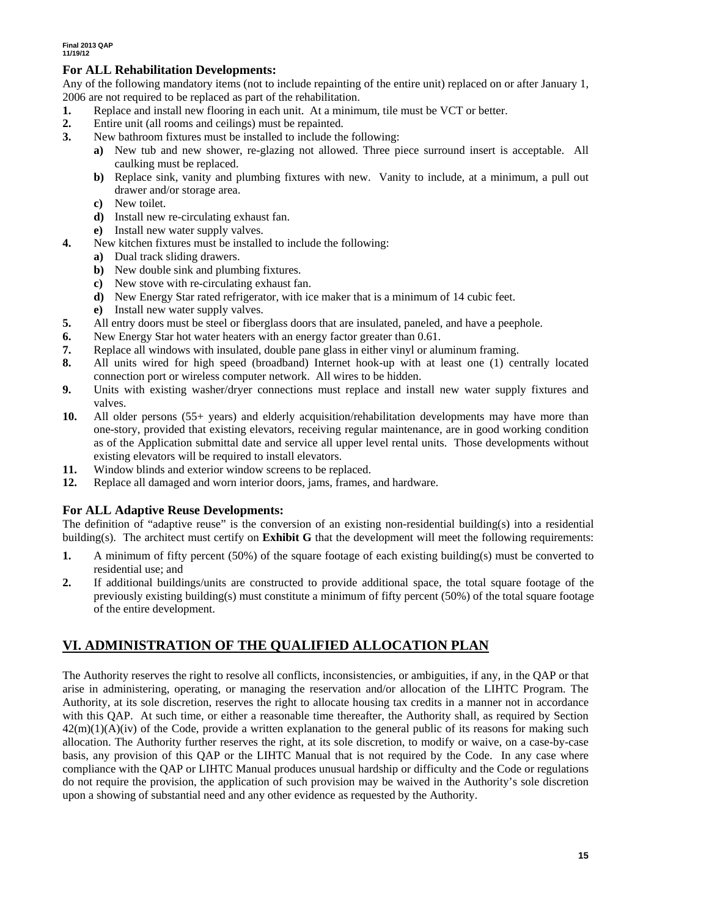### For ALL Rehabilitation Developments:

Any of the following mandatory items (not to include repainting of the entire unit) replaced on or after January 1, 2006 are not required to be replaced as part of the rehabilitation.

1. Replace and install new flooring in each unit. At a minimum, tile must be VCT or better.
2. Entire unit (all rooms and ceilings) must be repainted.
3. New bathroom fixtures must be installed to include the following:
   a) New tub and new shower, re-glazing not allowed. Three piece surround insert is acceptable. All caulking must be replaced.
   b) Replace sink, vanity and plumbing fixtures with new. Vanity to include, at a minimum, a pull out drawer and/or storage area.
   c) New toilet.
   d) Install new re-circulating exhaust fan.
   e) Install new water supply valves.
4. New kitchen fixtures must be installed to include the following:
   a) Dual track sliding drawers.
   b) New double sink and plumbing fixtures.
   c) New stove with re-circulating exhaust fan.
   d) New Energy Star rated refrigerator, with ice maker that is a minimum of 14 cubic feet.
   e) Install new water supply valves.
5. All entry doors must be steel or fiberglass doors that are insulated, paneled, and have a peephole.
6. New Energy Star hot water heaters with an energy factor greater than 0.61.
7. Replace all windows with insulated, double pane glass in either vinyl or aluminum framing.
8. All units wired for high speed (broadband) Internet hook-up with at least one (1) centrally located connection port or wireless computer network. All wires to be hidden.
9. Units with existing washer/dryer connections must replace and install new water supply fixtures and valves.
10. All older persons (55+ years) and elderly acquisition/rehabilitation developments may have more than one-story, provided that existing elevators, receiving regular maintenance, are in good working condition as of the Application submittal date and service all upper level rental units. Those developments without existing elevators will be required to install elevators.
11. Window blinds and exterior window screens to be replaced.
12. Replace all damaged and worn interior doors, jams, frames, and hardware.

### For ALL Adaptive Reuse Developments:

The definition of "adaptive reuse" is the conversion of an existing non-residential building(s) into a residential building(s). The architect must certify on **Exhibit G** that the development will meet the following requirements:

1. A minimum of fifty percent (50%) of the square footage of each existing building(s) must be converted to residential use; and
2. If additional buildings/units are constructed to provide additional space, the total square footage of the previously existing building(s) must constitute a minimum of fifty percent (50%) of the total square footage of the entire development.

## VI. ADMINISTRATION OF THE QUALIFIED ALLOCATION PLAN

The Authority reserves the right to resolve all conflicts, inconsistencies, or ambiguities, if any, in the QAP or that arise in administering, operating, or managing the reservation and/or allocation of the LIHTC Program. The Authority, at its sole discretion, reserves the right to allocate housing tax credits in a manner not in accordance with this QAP. At such time, or either a reasonable time thereafter, the Authority shall, as required by Section 42(m)(1)(A)(iv) of the Code, provide a written explanation to the general public of its reasons for making such allocation. The Authority further reserves the right, at its sole discretion, to modify or waive, on a case-by-case basis, any provision of this QAP or the LIHTC Manual that is not required by the Code. In any case where compliance with the QAP or LIHTC Manual produces unusual hardship or difficulty and the Code or regulations do not require the provision, the application of such provision may be waived in the Authority's sole discretion upon a showing of substantial need and any other evidence as requested by the Authority.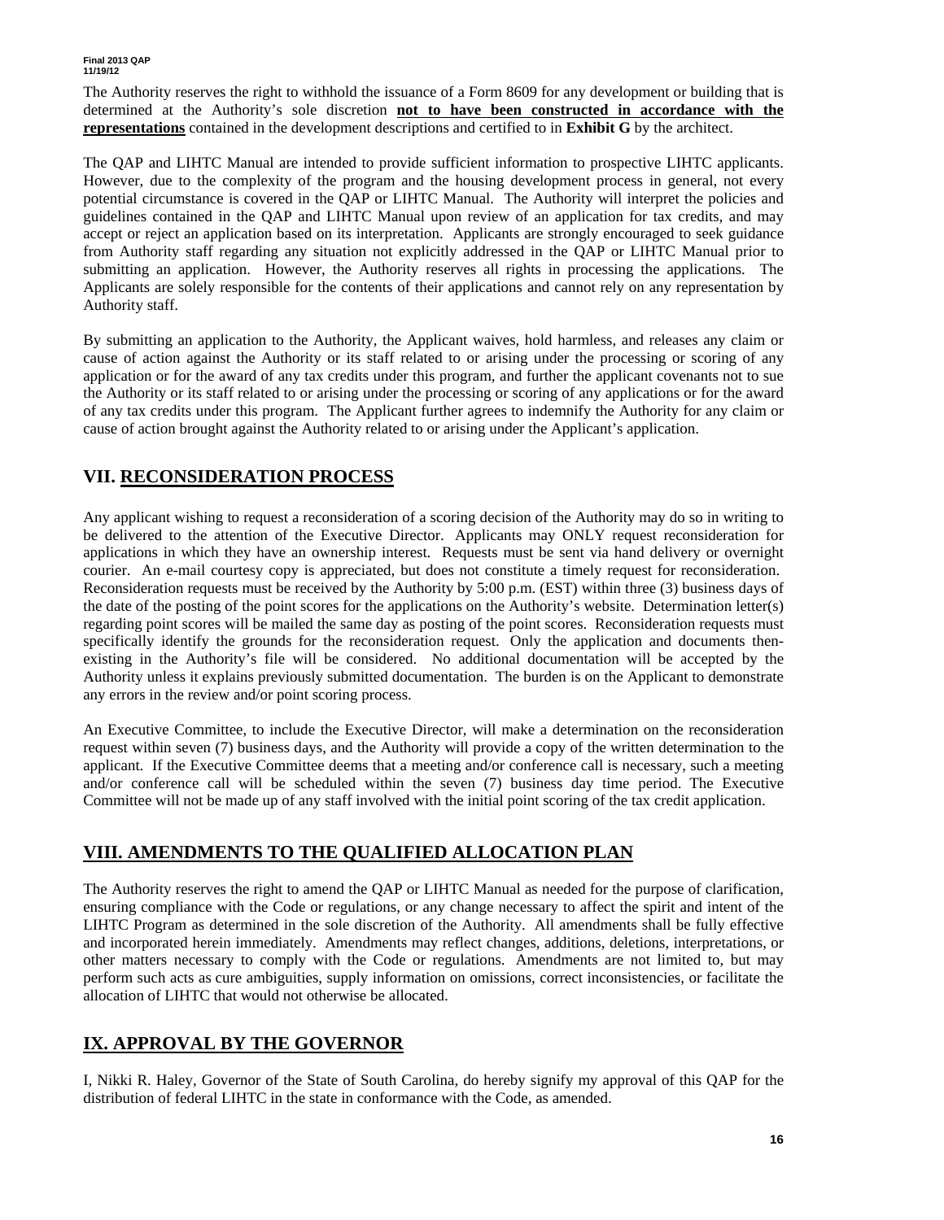The Authority reserves the right to withhold the issuance of a Form 8609 for any development or building that is determined at the Authority's sole discretion **not to have been constructed in accordance with the representations** contained in the development descriptions and certified to in **Exhibit G** by the architect.

The QAP and LIHTC Manual are intended to provide sufficient information to prospective LIHTC applicants. However, due to the complexity of the program and the housing development process in general, not every potential circumstance is covered in the QAP or LIHTC Manual. The Authority will interpret the policies and guidelines contained in the QAP and LIHTC Manual upon review of an application for tax credits, and may accept or reject an application based on its interpretation. Applicants are strongly encouraged to seek guidance from Authority staff regarding any situation not explicitly addressed in the QAP or LIHTC Manual prior to submitting an application. However, the Authority reserves all rights in processing the applications. The Applicants are solely responsible for the contents of their applications and cannot rely on any representation by Authority staff.

By submitting an application to the Authority, the Applicant waives, hold harmless, and releases any claim or cause of action against the Authority or its staff related to or arising under the processing or scoring of any application or for the award of any tax credits under this program, and further the applicant covenants not to sue the Authority or its staff related to or arising under the processing or scoring of any applications or for the award of any tax credits under this program. The Applicant further agrees to indemnify the Authority for any claim or cause of action brought against the Authority related to or arising under the Applicant's application.

## VII. RECONSIDERATION PROCESS

Any applicant wishing to request a reconsideration of a scoring decision of the Authority may do so in writing to be delivered to the attention of the Executive Director. Applicants may ONLY request reconsideration for applications in which they have an ownership interest. Requests must be sent via hand delivery or overnight courier. An e-mail courtesy copy is appreciated, but does not constitute a timely request for reconsideration. Reconsideration requests must be received by the Authority by 5:00 p.m. (EST) within three (3) business days of the date of the posting of the point scores for the applications on the Authority's website. Determination letter(s) regarding point scores will be mailed the same day as posting of the point scores. Reconsideration requests must specifically identify the grounds for the reconsideration request. Only the application and documents then-existing in the Authority's file will be considered. No additional documentation will be accepted by the Authority unless it explains previously submitted documentation. The burden is on the Applicant to demonstrate any errors in the review and/or point scoring process.

An Executive Committee, to include the Executive Director, will make a determination on the reconsideration request within seven (7) business days, and the Authority will provide a copy of the written determination to the applicant. If the Executive Committee deems that a meeting and/or conference call is necessary, such a meeting and/or conference call will be scheduled within the seven (7) business day time period. The Executive Committee will not be made up of any staff involved with the initial point scoring of the tax credit application.

## VIII. AMENDMENTS TO THE QUALIFIED ALLOCATION PLAN

The Authority reserves the right to amend the QAP or LIHTC Manual as needed for the purpose of clarification, ensuring compliance with the Code or regulations, or any change necessary to affect the spirit and intent of the LIHTC Program as determined in the sole discretion of the Authority. All amendments shall be fully effective and incorporated herein immediately. Amendments may reflect changes, additions, deletions, interpretations, or other matters necessary to comply with the Code or regulations. Amendments are not limited to, but may perform such acts as cure ambiguities, supply information on omissions, correct inconsistencies, or facilitate the allocation of LIHTC that would not otherwise be allocated.

## IX. APPROVAL BY THE GOVERNOR

I, Nikki R. Haley, Governor of the State of South Carolina, do hereby signify my approval of this QAP for the distribution of federal LIHTC in the state in conformance with the Code, as amended.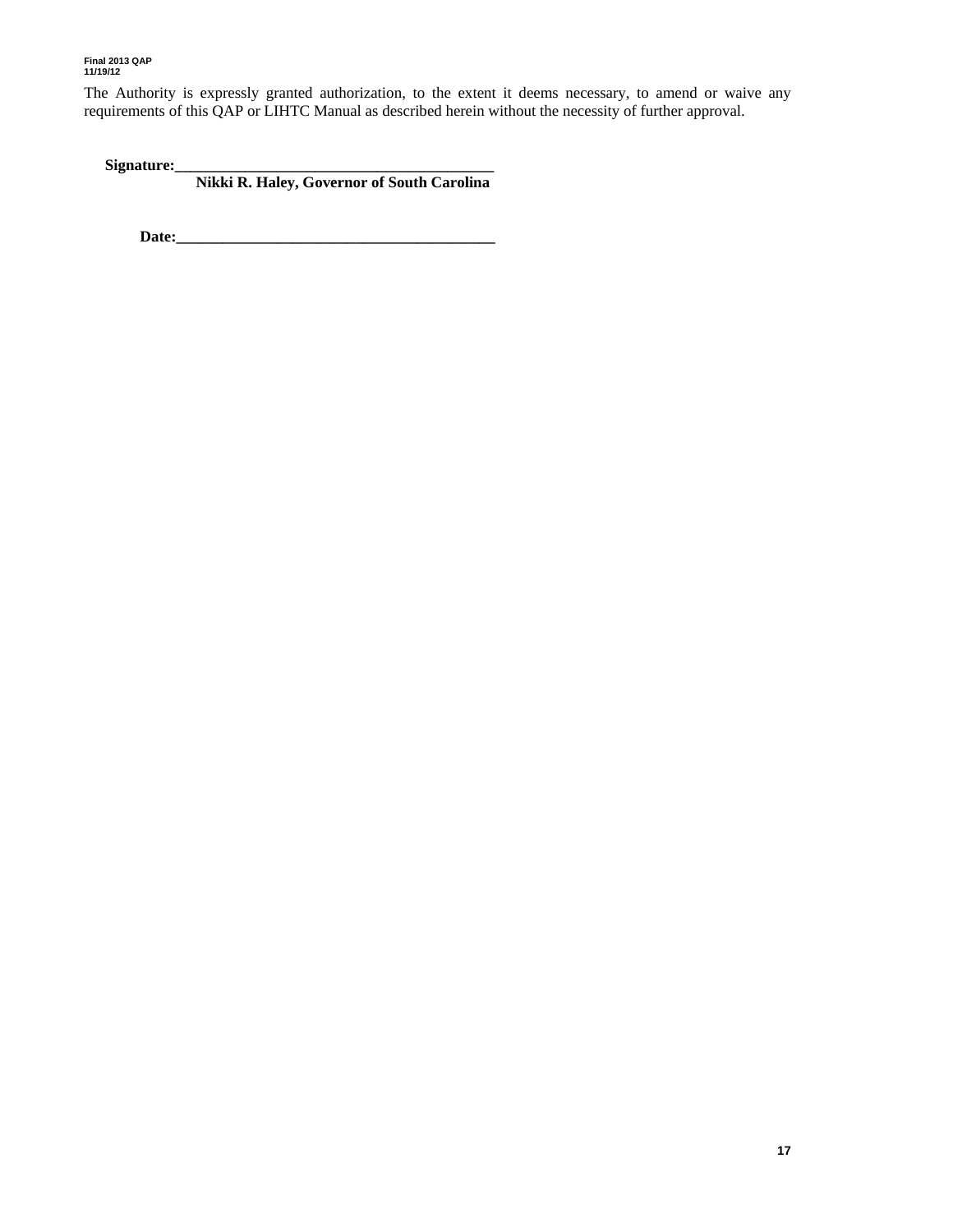The Authority is expressly granted authorization, to the extent it deems necessary, to amend or waive any requirements of this QAP or LIHTC Manual as described herein without the necessity of further approval.

**Signature:__________________________________________**
**Nikki R. Haley, Governor of South Carolina**

**Date:__________________________________________**